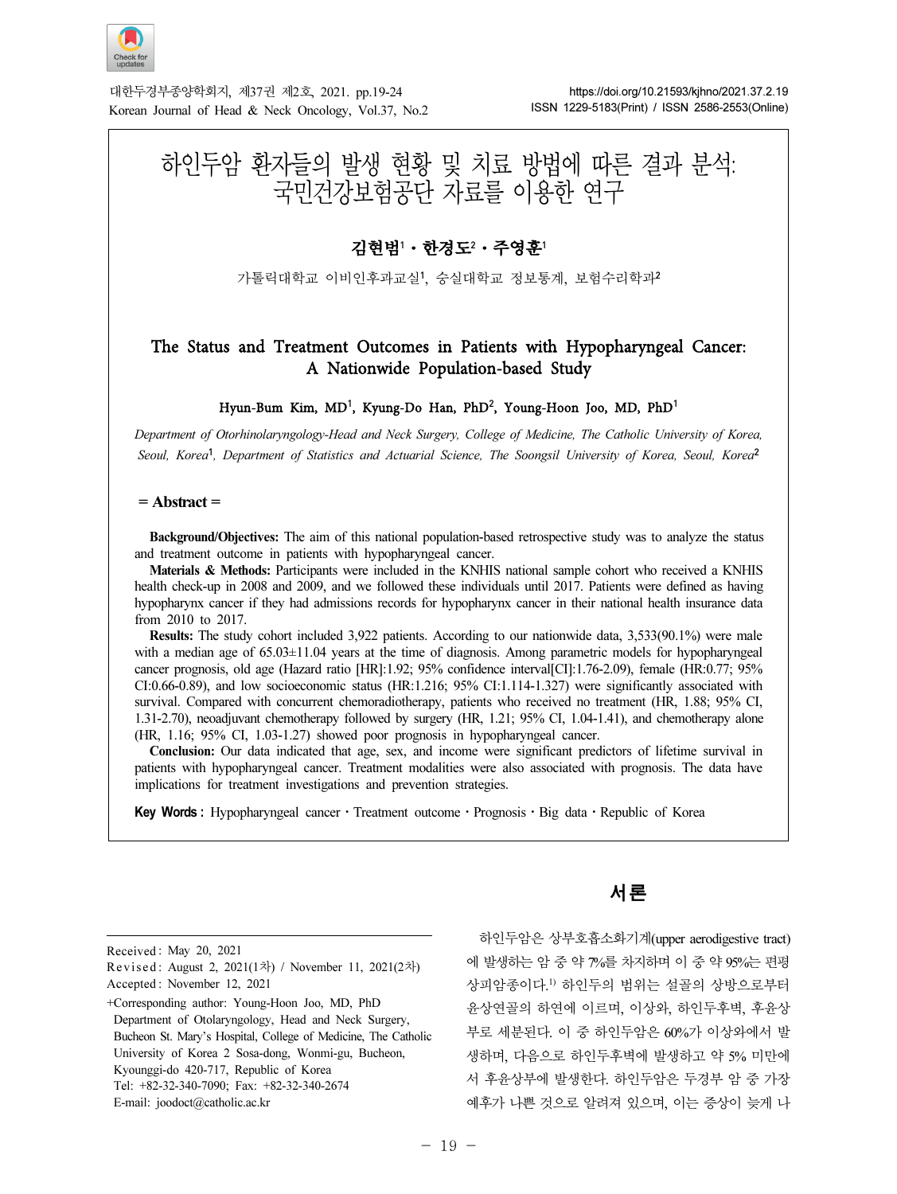# 하인두암 환자들의 발생 현황 및 치료 방법에 따른 결과 분석: 국민건강보험공단 자료를 이용한 연구

**김현범[1] · 한경도[2] · 주영훈[1]**

가톨릭대학교 이비인후과교실[1], 숭실대학교 정보통계, 보험수리학과[2]

# The Status and Treatment Outcomes in Patients with Hypopharyngeal Cancer: A Nationwide Population-based Study

**Hyun-Bum Kim, MD[1], Kyung-Do Han, PhD[2], Young-Hoon Joo, MD, PhD[1]**

*Department of Otorhinolaryngology-Head and Neck Surgery, College of Medicine, The Catholic University of Korea, Seoul, Korea[1], Department of Statistics and Actuarial Science, The Soongsil University of Korea, Seoul, Korea[2]*

## = Abstract =

**Background/Objectives:** The aim of this national population-based retrospective study was to analyze the status and treatment outcome in patients with hypopharyngeal cancer.

**Materials & Methods:** Participants were included in the KNHIS national sample cohort who received a KNHIS health check-up in 2008 and 2009, and we followed these individuals until 2017. Patients were defined as having hypopharynx cancer if they had admissions records for hypopharynx cancer in their national health insurance data from 2010 to 2017.

**Results:** The study cohort included 3,922 patients. According to our nationwide data, 3,533(90.1%) were male with a median age of 65.03±11.04 years at the time of diagnosis. Among parametric models for hypopharyngeal cancer prognosis, old age (Hazard ratio [HR]:1.92; 95% confidence interval[CI]:1.76-2.09), female (HR:0.77; 95% CI:0.66-0.89), and low socioeconomic status (HR:1.216; 95% CI:1.114-1.327) were significantly associated with survival. Compared with concurrent chemoradiotherapy, patients who received no treatment (HR, 1.88; 95% CI, 1.31-2.70), neoadjuvant chemotherapy followed by surgery (HR, 1.21; 95% CI, 1.04-1.41), and chemotherapy alone (HR, 1.16; 95% CI, 1.03-1.27) showed poor prognosis in hypopharyngeal cancer.

**Conclusion:** Our data indicated that age, sex, and income were significant predictors of lifetime survival in patients with hypopharyngeal cancer. Treatment modalities were also associated with prognosis. The data have implications for treatment investigations and prevention strategies.

**Key Words :** Hypopharyngeal cancer · Treatment outcome · Prognosis · Big data · Republic of Korea

Received : May 20, 2021
Revised : August 2, 2021(1차) / November 11, 2021(2차)
Accepted : November 12, 2021
+Corresponding author: Young-Hoon Joo, MD, PhD
Department of Otolaryngology, Head and Neck Surgery, Bucheon St. Mary's Hospital, College of Medicine, The Catholic University of Korea 2 Sosa-dong, Wonmi-gu, Bucheon, Kyounggi-do 420-717, Republic of Korea
Tel: +82-32-340-7090; Fax: +82-32-340-2674
E-mail: joodoct@catholic.ac.kr

## 서론

하인두암은 상부호흡소화기계(upper aerodigestive tract)에 발생하는 암 중 약 7%를 차지하며 이 중 약 95%는 편평상피암종이다.[1)] 하인두의 범위는 설골의 상방으로부터 윤상연골의 하연에 이르며, 이상와, 하인두후벽, 후윤상부로 세분된다. 이 중 하인두암은 60%가 이상와에서 발생하며, 다음으로 하인두후벽에 발생하고 약 5% 미만에서 후윤상부에 발생한다. 하인두암은 두경부 암 중 가장 예후가 나쁜 것으로 알려져 있으며, 이는 증상이 늦게 나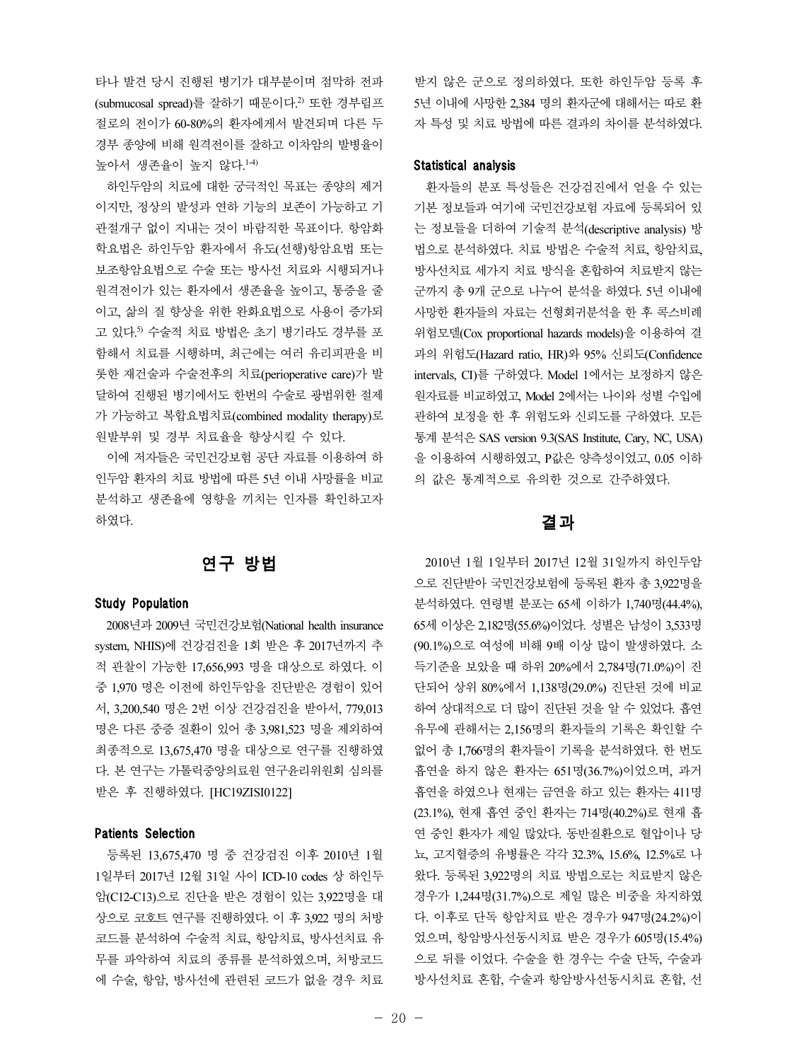타나 발견 당시 진행된 병기가 대부분이며 점막하 전파(submucosal spread)를 잘하기 때문이다.[2] 또한 경부림프절로의 전이가 60-80%의 환자에게서 발견되며 다른 두경부 종양에 비해 원격전이를 잘하고 이차암의 발병율이 높아서 생존율이 높지 않다.[1-4]

하인두암의 치료에 대한 궁극적인 목표는 종양의 제거이지만, 정상의 발성과 연하 기능의 보존이 가능하고 기관절개구 없이 지내는 것이 바람직한 목표이다. 항암화학요법은 하인두암 환자에서 유도(선행)항암요법 또는 보조항암요법으로 수술 또는 방사선 치료와 시행되거나 원격전이가 있는 환자에서 생존율을 높이고, 통증을 줄이고, 삶의 질 향상을 위한 완화요법으로 사용이 증가되고 있다.[5] 수술적 치료 방법은 초기 병기라도 경부를 포함해서 치료를 시행하며, 최근에는 여러 유리피판을 비롯한 재건술과 수술전후의 치료(perioperative care)가 발달하여 진행된 병기에서도 한번의 수술로 광범위한 절제가 가능하고 복합요법치료(combined modality therapy)로 원발부위 및 경부 치료율을 향상시킬 수 있다.

이에 저자들은 국민건강보험 공단 자료를 이용하여 하인두암 환자의 치료 방법에 따른 5년 이내 사망률을 비교 분석하고 생존율에 영향을 끼치는 인자를 확인하고자 하였다.

## 연구 방법

### Study Population

2008년과 2009년 국민건강보험(National health insurance system, NHIS)에 건강검진을 1회 받은 후 2017년까지 추적 관찰이 가능한 17,656,993 명을 대상으로 하였다. 이 중 1,970 명은 이전에 하인두암을 진단받은 경험이 있어서, 3,200,540 명은 2번 이상 건강검진을 받아서, 779,013 명은 다른 중증 질환이 있어 총 3,981,523 명을 제외하여 최종적으로 13,675,470 명을 대상으로 연구를 진행하였다. 본 연구는 가톨릭중앙의료원 연구윤리위원회 심의를 받은 후 진행하였다. [HC19ZISI0122]

### Patients Selection

등록된 13,675,470 명 중 건강검진 이후 2010년 1월 1일부터 2017년 12월 31일 사이 ICD-10 codes 상 하인두암(C12-C13)으로 진단을 받은 경험이 있는 3,922명을 대상으로 코호트 연구를 진행하였다. 이 후 3,922 명의 처방코드를 분석하여 수술적 치료, 항암치료, 방사선치료 유무를 파악하여 치료의 종류를 분석하였으며, 처방코드에 수술, 항암, 방사선에 관련된 코드가 없을 경우 치료받지 않은 군으로 정의하였다. 또한 하인두암 등록 후 5년 이내에 사망한 2,384 명의 환자군에 대해서는 따로 환자 특성 및 치료 방법에 따른 결과의 차이를 분석하였다.

### Statistical analysis

환자들의 분포 특성들은 건강검진에서 얻을 수 있는 기본 정보들과 여기에 국민건강보험 자료에 등록되어 있는 정보들을 더하여 기술적 분석(descriptive analysis) 방법으로 분석하였다. 치료 방법은 수술적 치료, 항암치료, 방사선치료 세가지 치료 방식을 혼합하여 치료받지 않는 군까지 총 9개 군으로 나누어 분석을 하였다. 5년 이내에 사망한 환자들의 자료는 선형회귀분석을 한 후 콕스비례위험모델(Cox proportional hazards models)을 이용하여 결과의 위험도(Hazard ratio, HR)와 95% 신뢰도(Confidence intervals, CI)를 구하였다. Model 1에서는 보정하지 않은 원자료를 비교하였고, Model 2에서는 나이와 성별 수입에 관하여 보정을 한 후 위험도와 신뢰도를 구하였다. 모든 통계 분석은 SAS version 9.3(SAS Institute, Cary, NC, USA)을 이용하여 시행하였고, P값은 양측성이었고, 0.05 이하의 값은 통계적으로 유의한 것으로 간주하였다.

## 결과

2010년 1월 1일부터 2017년 12월 31일까지 하인두암으로 진단받아 국민건강보험에 등록된 환자 총 3,922명을 분석하였다. 연령별 분포는 65세 이하가 1,740명(44.4%), 65세 이상은 2,182명(55.6%)이었다. 성별은 남성이 3,533명(90.1%)으로 여성에 비해 9배 이상 많이 발생하였다. 소득기준을 보았을 때 하위 20%에서 2,784명(71.0%)이 진단되어 상위 80%에서 1,138명(29.0%) 진단된 것에 비교하여 상대적으로 더 많이 진단된 것을 알 수 있었다. 흡연 유무에 관해서는 2,156명의 환자들의 기록은 확인할 수 없어 총 1,766명의 환자들이 기록을 분석하였다. 한 번도 흡연을 하지 않은 환자는 651명(36.7%)이었으며, 과거 흡연을 하였으나 현재는 금연을 하고 있는 환자는 411명(23.1%), 현재 흡연 중인 환자는 714명(40.2%)로 현재 흡연 중인 환자가 제일 많았다. 동반질환으로 혈압이나 당뇨, 고지혈증의 유병률은 각각 32.3%, 15.6%, 12.5%로 나왔다. 등록된 3,922명의 치료 방법으로는 치료받지 않은 경우가 1,244명(31.7%)으로 제일 많은 비중을 차지하였다. 이후로 단독 항암치료 받은 경우가 947명(24.2%)이었으며, 항암방사선동시치료 받은 경우가 605명(15.4%)으로 뒤를 이었다. 수술을 한 경우는 수술 단독, 수술과 방사선치료 혼합, 수술과 항암방사선동시치료 혼합, 선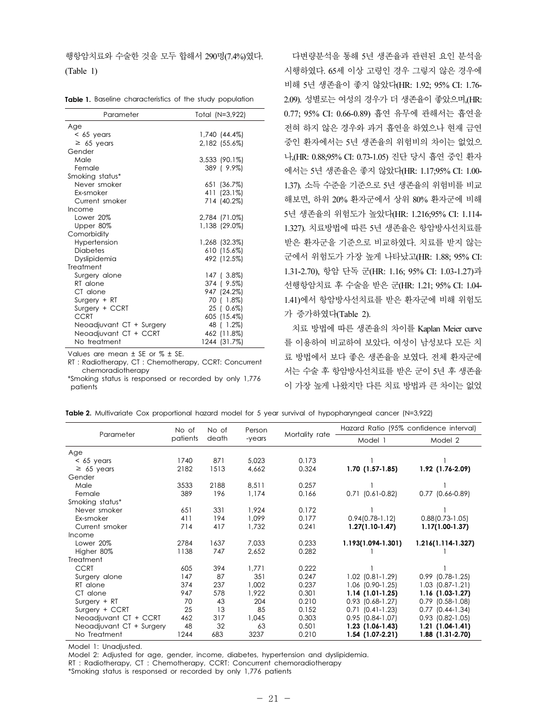행항암치료와 수술한 것을 모두 합해서 290명(7.4%)였다. (Table 1)

**Table 1.** Baseline characteristics of the study population

| Parameter | Total (N=3,922) |
|---|---|
| Age | |
| < 65 years | 1,740 (44.4%) |
| ≥ 65 years | 2,182 (55.6%) |
| Gender | |
| Male | 3,533 (90.1%) |
| Female | 389 ( 9.9%) |
| Smoking status* | |
| Never smoker | 651 (36.7%) |
| Ex-smoker | 411 (23.1%) |
| Current smoker | 714 (40.2%) |
| Income | |
| Lower 20% | 2,784 (71.0%) |
| Upper 80% | 1,138 (29.0%) |
| Comorbidity | |
| Hypertension | 1,268 (32.3%) |
| Diabetes | 610 (15.6%) |
| Dyslipidemia | 492 (12.5%) |
| Treatment | |
| Surgery alone | 147 ( 3.8%) |
| RT alone | 374 ( 9.5%) |
| CT alone | 947 (24.2%) |
| Surgery + RT | 70 ( 1.8%) |
| Surgery + CCRT | 25 ( 0.6%) |
| CCRT | 605 (15.4%) |
| Neoadjuvant CT + Surgery | 48 ( 1.2%) |
| Neoadjuvant CT + CCRT | 462 (11.8%) |
| No treatment | 1244 (31.7%) |

Values are mean ± SE or % ± SE.
RT : Radiotherapy, CT : Chemotherapy, CCRT: Concurrent chemoradiotherapy
*Smoking status is responsed or recorded by only 1,776 patients

다변량분석을 통해 5년 생존율과 관련된 요인 분석을 시행하였다. 65세 이상 고령인 경우 그렇지 않은 경우에 비해 5년 생존율이 좋지 않았다(HR: 1.92; 95% CI: 1.76-2.09). 성별로는 여성의 경우가 더 생존율이 좋았으며,(HR: 0.77; 95% CI: 0.66-0.89) 흡연 유무에 관해서는 흡연을 전혀 하지 않은 경우와 과거 흡연을 하였으나 현재 금연 중인 환자에서는 5년 생존율의 위험비의 차이는 없었으나,(HR: 0.88;95% CI: 0.73-1.05) 진단 당시 흡연 중인 환자에서는 5년 생존율은 좋지 않았다(HR: 1.17;95% CI: 1.00-1.37). 소득 수준을 기준으로 5년 생존율의 위험비를 비교해보면, 하위 20% 환자군에서 상위 80% 환자군에 비해 5년 생존율의 위험도가 높았다(HR: 1.216;95% CI: 1.114-1.327). 치료방법에 따른 5년 생존율은 항암방사선치료를 받은 환자군을 기준으로 비교하였다. 치료를 받지 않는 군에서 위험도가 가장 높게 나타났고(HR: 1.88; 95% CI: 1.31-2.70), 항암 단독 군(HR: 1.16; 95% CI: 1.03-1.27)과 선행항암치료 후 수술을 받은 군(HR: 1.21; 95% CI: 1.04-1.41)에서 항암방사선치료를 받은 환자군에 비해 위험도가 증가하였다(Table 2).

치료 방법에 따른 생존율의 차이를 Kaplan Meier curve를 이용하여 비교하여 보았다. 여성이 남성보다 모든 치료 방법에서 보다 좋은 생존율을 보였다. 전체 환자군에서는 수술 후 항암방사선치료를 받은 군이 5년 후 생존율이 가장 높게 나왔지만 다른 치료 방법과 큰 차이는 없었

**Table 2.** Multivariate Cox proportional hazard model for 5 year survival of hypopharyngeal cancer (N=3,922)

| Parameter | No of patients | No of death | Person -years | Mortality rate | Hazard Ratio (95% confidence interval) | |
|---|---|---|---|---|---|---|
| | | | | | Model 1 | Model 2 |
| Age | | | | | | |
| < 65 years | 1740 | 871 | 5,023 | 0.173 | 1 | 1 |
| ≥ 65 years | 2182 | 1513 | 4,662 | 0.324 | **1.70 (1.57-1.85)** | **1.92 (1.76-2.09)** |
| Gender | | | | | | |
| Male | 3533 | 2188 | 8,511 | 0.257 | 1 | 1 |
| Female | 389 | 196 | 1,174 | 0.166 | 0.71 (0.61-0.82) | 0.77 (0.66-0.89) |
| Smoking status* | | | | | | |
| Never smoker | 651 | 331 | 1,924 | 0.172 | 1 | 1 |
| Ex-smoker | 411 | 194 | 1,099 | 0.177 | 0.94(0.78-1.12) | 0.88(0.73-1.05) |
| Current smoker | 714 | 417 | 1,732 | 0.241 | **1.27(1.10-1.47)** | **1.17(1.00-1.37)** |
| Income | | | | | | |
| Lower 20% | 2784 | 1637 | 7,033 | 0.233 | **1.193(1.094-1.301)** | **1.216(1.114-1.327)** |
| Higher 80% | 1138 | 747 | 2,652 | 0.282 | 1 | 1 |
| Treatment | | | | | | |
| CCRT | 605 | 394 | 1,771 | 0.222 | 1 | 1 |
| Surgery alone | 147 | 87 | 351 | 0.247 | 1.02 (0.81-1.29) | 0.99 (0.78-1.25) |
| RT alone | 374 | 237 | 1,002 | 0.237 | 1.06 (0.90-1.25) | 1.03 (0.87-1.21) |
| CT alone | 947 | 578 | 1,922 | 0.301 | **1.14 (1.01-1.25)** | **1.16 (1.03-1.27)** |
| Surgery + RT | 70 | 43 | 204 | 0.210 | 0.93 (0.68-1.27) | 0.79 (0.58-1.08) |
| Surgery + CCRT | 25 | 13 | 85 | 0.152 | 0.71 (0.41-1.23) | 0.77 (0.44-1.34) |
| Neoadjuvant CT + CCRT | 462 | 317 | 1,045 | 0.303 | 0.95 (0.84-1.07) | 0.93 (0.82-1.05) |
| Neoadjuvant CT + Surgery | 48 | 32 | 63 | 0.501 | **1.23 (1.06-1.43)** | **1.21 (1.04-1.41)** |
| No Treatment | 1244 | 683 | 3237 | 0.210 | **1.54 (1.07-2.21)** | **1.88 (1.31-2.70)** |

Model 1: Unadjusted.
Model 2: Adjusted for age, gender, income, diabetes, hypertension and dyslipidemia.
RT : Radiotherapy, CT : Chemotherapy, CCRT: Concurrent chemoradiotherapy
*Smoking status is responsed or recorded by only 1,776 patients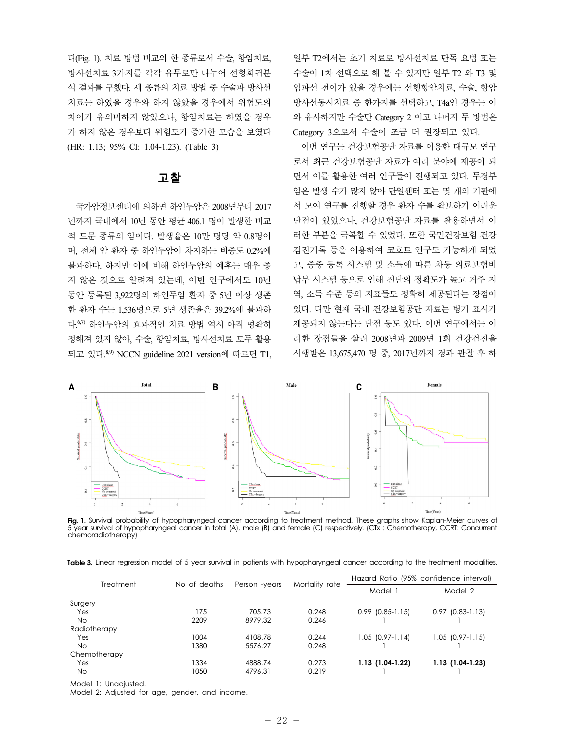다(Fig. 1). 치료 방법 비교의 한 종류로서 수술, 항암치료, 방사선치료 3가지를 각각 유무로만 나누어 선형회귀분석 결과를 구했다. 세 종류의 치료 방법 중 수술과 방사선치료는 하였을 경우와 하지 않았을 경우에서 위험도의 차이가 유의미하지 않았으나, 항암치료는 하였을 경우가 하지 않은 경우보다 위험도가 증가한 모습을 보였다 (HR: 1.13; 95% CI: 1.04-1.23). (Table 3)

## 고찰

국가암정보센터에 의하면 하인두암은 2008년부터 2017년까지 국내에서 10년 동안 평균 406.1 명이 발생한 비교적 드문 종류의 암이다. 발생율은 10만 명당 약 0.8명이며, 전체 암 환자 중 하인두암이 차지하는 비중도 0.2%에 불과하다. 하지만 이에 비해 하인두암의 예후는 매우 좋지 않은 것으로 알려져 있는데, 이번 연구에서도 10년 동안 등록된 3,922명의 하인두암 환자 중 5년 이상 생존한 환자 수는 1,536명으로 5년 생존율은 39.2%에 불과하다.[6,7] 하인두암의 효과적인 치료 방법 역시 아직 명확히 정해져 있지 않아, 수술, 항암치료, 방사선치료 모두 활용되고 있다.[8,9] NCCN guideline 2021 version에 따르면 T1, 일부 T2에서는 초기 치료로 방사선치료 단독 요법 또는 수술이 1차 선택으로 해 볼 수 있지만 일부 T2 와 T3 및 임파선 전이가 있을 경우에는 선행항암치료, 수술, 항암방사선동시치료 중 한가지를 선택하고, T4a인 경우는 이와 유사하지만 수술만 Category 2 이고 나머지 두 방법은 Category 3으로서 수술이 조금 더 권장되고 있다.

이번 연구는 건강보험공단 자료를 이용한 대규모 연구로서 최근 건강보험공단 자료가 여러 분야에 제공이 되면서 이를 활용한 여러 연구들이 진행되고 있다. 두경부암은 발생 수가 많지 않아 단일센터 또는 몇 개의 기관에서 모여 연구를 진행할 경우 환자 수를 확보하기 어려운 단점이 있었으나, 건강보험공단 자료를 활용하면서 이러한 부분을 극복할 수 있었다. 또한 국민건강보험 건강검진기록 등을 이용하여 코호트 연구도 가능하게 되었고, 중증 등록 시스템 및 소득에 따른 차등 의료보험비 납부 시스템 등으로 인해 진단의 정확도가 높고 거주 지역, 소득 수준 등의 지표들도 정확히 제공된다는 장점이 있다. 다만 현재 국내 건강보험공단 자료는 병기 표시가 제공되지 않는다는 단점 등도 있다. 이번 연구에서는 이러한 장점들을 살려 2008년과 2009년 1회 건강검진을 시행받은 13,675,470 명 중, 2017년까지 경과 관찰 후 하

A
Total
Survival probability
CTx alone
CCRT
No treatment
CTx +Surgery
Time(Years)

B
Male
Survival probability
CTx alone
CCRT
No treatment
CTx +Surgery
Time(Years)

C
Female
Survival probability
CTx alone
CCRT
No treatment
CTx +Surgery
Time(Years)

**Fig. 1.** Survival probability of hypopharyngeal cancer according to treatment method. These graphs show Kaplan-Meier curves of 5 year survival of hypopharyngeal cancer in total (A), male (B) and female (C) respectively. (CTx : Chemotherapy, CCRT: Concurrent chemoradiotherapy)

**Table 3.** Linear regression model of 5 year survival in patients with hypopharyngeal cancer according to the treatment modalities.

| Treatment | No of deaths | Person -years | Mortality rate | Hazard Ratio (95% confidence interval) | |
|---|---|---|---|---|---|
| | | | | Model 1 | Model 2 |
| Surgery | | | | | |
| Yes | 175 | 705.73 | 0.248 | 0.99 (0.85-1.15) | 0.97 (0.83-1.13) |
| No | 2209 | 8979.32 | 0.246 | 1 | 1 |
| Radiotherapy | | | | | |
| Yes | 1004 | 4108.78 | 0.244 | 1.05 (0.97-1.14) | 1.05 (0.97-1.15) |
| No | 1380 | 5576.27 | 0.248 | 1 | 1 |
| Chemotherapy | | | | | |
| Yes | 1334 | 4888.74 | 0.273 | **1.13 (1.04-1.22)** | **1.13 (1.04-1.23)** |
| No | 1050 | 4796.31 | 0.219 | 1 | 1 |

Model 1: Unadjusted.
Model 2: Adjusted for age, gender, and income.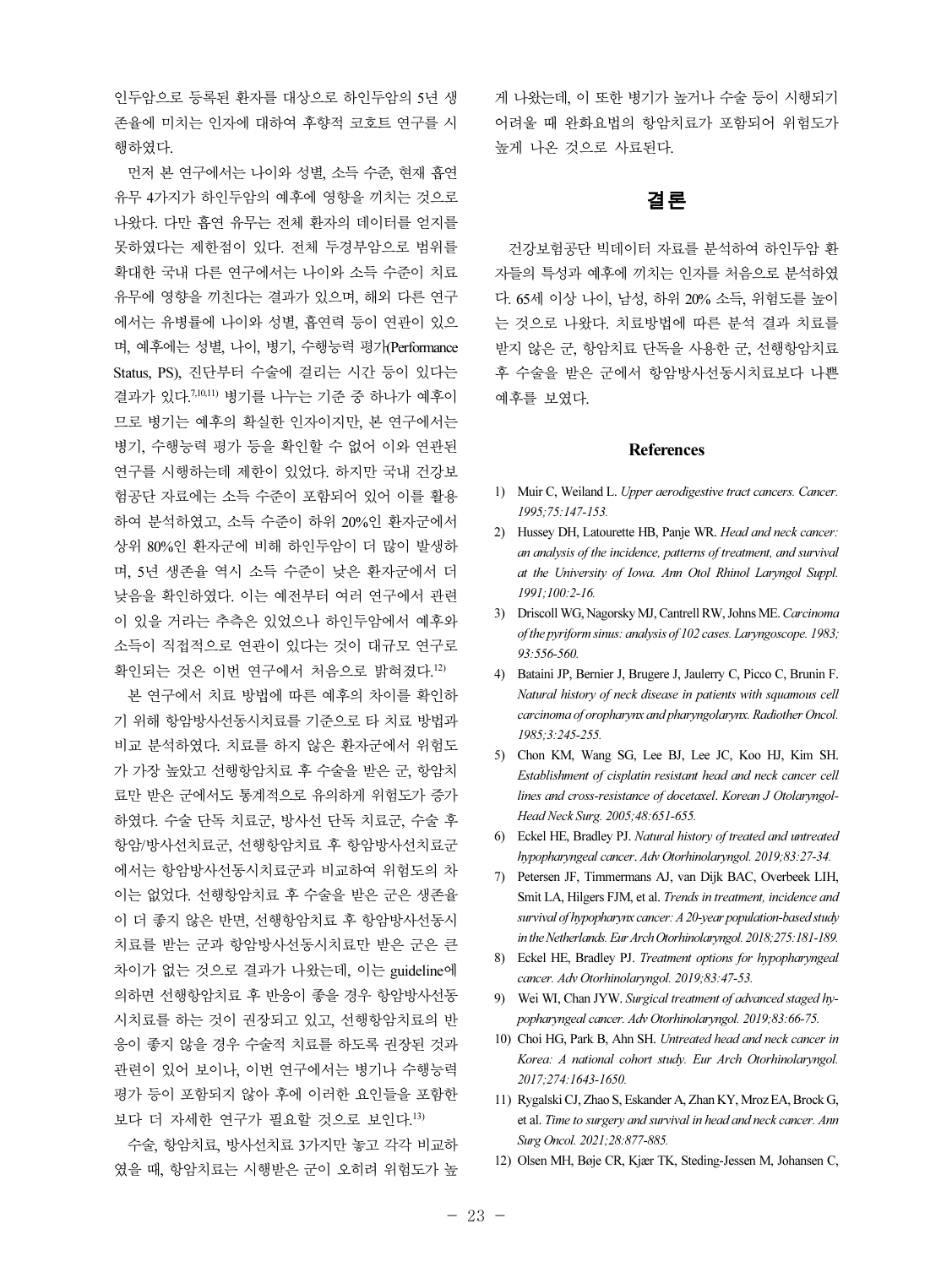인두암으로 등록된 환자를 대상으로 하인두암의 5년 생존율에 미치는 인자에 대하여 후향적 코호트 연구를 시행하였다.

먼저 본 연구에서는 나이와 성별, 소득 수준, 현재 흡연 유무 4가지가 하인두암의 예후에 영향을 끼치는 것으로 나왔다. 다만 흡연 유무는 전체 환자의 데이터를 얻지를 못하였다는 제한점이 있다. 전체 두경부암으로 범위를 확대한 국내 다른 연구에서는 나이와 소득 수준이 치료 유무에 영향을 끼친다는 결과가 있으며, 해외 다른 연구에서는 유병률에 나이와 성별, 흡연력 등이 연관이 있으며, 예후에는 성별, 나이, 병기, 수행능력 평가(Performance Status, PS), 진단부터 수술에 걸리는 시간 등이 있다는 결과가 있다.[7,10,11] 병기를 나누는 기준 중 하나가 예후이므로 병기는 예후의 확실한 인자이지만, 본 연구에서는 병기, 수행능력 평가 등을 확인할 수 없어 이와 연관된 연구를 시행하는데 제한이 있었다. 하지만 국내 건강보험공단 자료에는 소득 수준이 포함되어 있어 이를 활용하여 분석하였고, 소득 수준이 하위 20%인 환자군에서 상위 80%인 환자군에 비해 하인두암이 더 많이 발생하며, 5년 생존율 역시 소득 수준이 낮은 환자군에서 더 낮음을 확인하였다. 이는 예전부터 여러 연구에서 관련이 있을 거라는 추측은 있었으나 하인두암에서 예후와 소득이 직접적으로 연관이 있다는 것이 대규모 연구로 확인되는 것은 이번 연구에서 처음으로 밝혀졌다.[12]

본 연구에서 치료 방법에 따른 예후의 차이를 확인하기 위해 항암방사선동시치료를 기준으로 타 치료 방법과 비교 분석하였다. 치료를 하지 않은 환자군에서 위험도가 가장 높았고 선행항암치료 후 수술을 받은 군, 항암치료만 받은 군에서도 통계적으로 유의하게 위험도가 증가하였다. 수술 단독 치료군, 방사선 단독 치료군, 수술 후 항암/방사선치료군, 선행항암치료 후 항암방사선치료군에서는 항암방사선동시치료군과 비교하여 위험도의 차이는 없었다. 선행항암치료 후 수술을 받은 군은 생존율이 더 좋지 않은 반면, 선행항암치료 후 항암방사선동시치료를 받는 군과 항암방사선동시치료만 받은 군은 큰 차이가 없는 것으로 결과가 나왔는데, 이는 guideline에 의하면 선행항암치료 후 반응이 좋을 경우 항암방사선동시치료를 하는 것이 권장되고 있고, 선행항암치료의 반응이 좋지 않을 경우 수술적 치료를 하도록 권장된 것과 관련이 있어 보이나, 이번 연구에서는 병기나 수행능력 평가 등이 포함되지 않아 후에 이러한 요인들을 포함한 보다 더 자세한 연구가 필요할 것으로 보인다.[13]

수술, 항암치료, 방사선치료 3가지만 놓고 각각 비교하였을 때, 항암치료는 시행받은 군이 오히려 위험도가 높게 나왔는데, 이 또한 병기가 높거나 수술 등이 시행되기 어려울 때 완화요법의 항암치료가 포함되어 위험도가 높게 나온 것으로 사료된다.

## 결론

건강보험공단 빅데이터 자료를 분석하여 하인두암 환자들의 특성과 예후에 끼치는 인자를 처음으로 분석하였다. 65세 이상 나이, 남성, 하위 20% 소득, 위험도를 높이는 것으로 나왔다. 치료방법에 따른 분석 결과 치료를 받지 않은 군, 항암치료 단독을 사용한 군, 선행항암치료 후 수술을 받은 군에서 항암방사선동시치료보다 나쁜 예후를 보였다.

## References

1) Muir C, Weiland L. *Upper aerodigestive tract cancers. Cancer. 1995;75:147-153.*
2) Hussey DH, Latourette HB, Panje WR. *Head and neck cancer: an analysis of the incidence, patterns of treatment, and survival at the University of Iowa. Ann Otol Rhinol Laryngol Suppl. 1991;100:2-16.*
3) Driscoll WG, Nagorsky MJ, Cantrell RW, Johns ME. *Carcinoma of the pyriform sinus: analysis of 102 cases. Laryngoscope. 1983; 93:556-560.*
4) Bataini JP, Bernier J, Brugere J, Jaulerry C, Picco C, Brunin F. *Natural history of neck disease in patients with squamous cell carcinoma of oropharynx and pharyngolarynx. Radiother Oncol. 1985;3:245-255.*
5) Chon KM, Wang SG, Lee BJ, Lee JC, Koo HJ, Kim SH. *Establishment of cisplatin resistant head and neck cancer cell lines and cross-resistance of docetaxel*. *Korean J Otolaryngol-Head Neck Surg. 2005;48:651-655.*
6) Eckel HE, Bradley PJ. *Natural history of treated and untreated hypopharyngeal cancer*. *Adv Otorhinolaryngol. 2019;83:27-34.*
7) Petersen JF, Timmermans AJ, van Dijk BAC, Overbeek LIH, Smit LA, Hilgers FJM, et al. *Trends in treatment, incidence and survival of hypopharynx cancer: A 20-year population-based study in the Netherlands. Eur Arch Otorhinolaryngol. 2018;275:181-189.*
8) Eckel HE, Bradley PJ. *Treatment options for hypopharyngeal cancer. Adv Otorhinolaryngol. 2019;83:47-53.*
9) Wei WI, Chan JYW. *Surgical treatment of advanced staged hypopharyngeal cancer. Adv Otorhinolaryngol. 2019;83:66-75.*
10) Choi HG, Park B, Ahn SH. *Untreated head and neck cancer in Korea: A national cohort study. Eur Arch Otorhinolaryngol. 2017;274:1643-1650.*
11) Rygalski CJ, Zhao S, Eskander A, Zhan KY, Mroz EA, Brock G, et al. *Time to surgery and survival in head and neck cancer. Ann Surg Oncol. 2021;28:877-885.*
12) Olsen MH, Bøje CR, Kjær TK, Steding-Jessen M, Johansen C,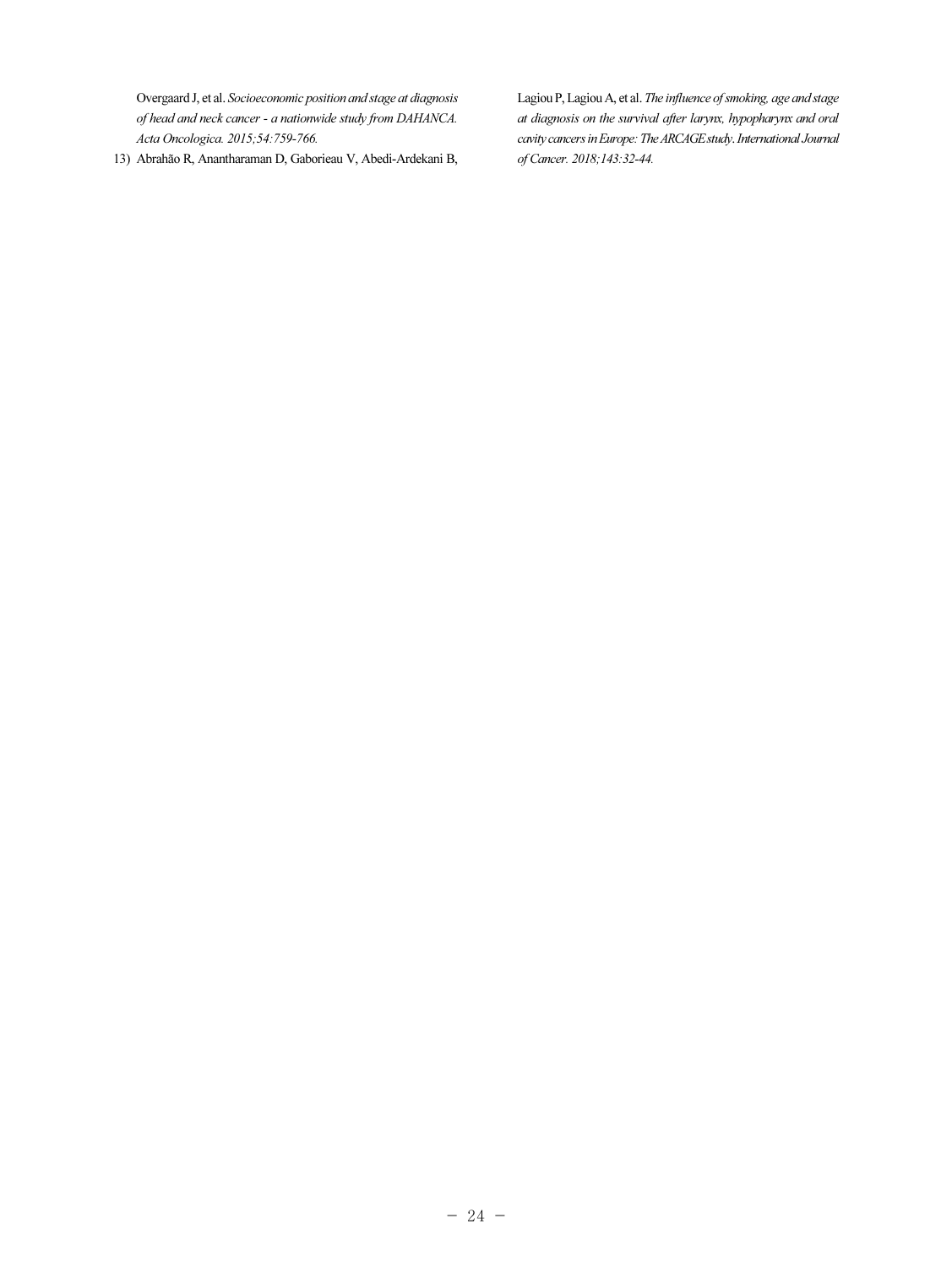Overgaard J, et al. *Socioeconomic position and stage at diagnosis of head and neck cancer - a nationwide study from DAHANCA. Acta Oncologica. 2015;54:759-766.*

13) Abrahão R, Anantharaman D, Gaborieau V, Abedi-Ardekani B, Lagiou P, Lagiou A, et al. *The influence of smoking, age and stage at diagnosis on the survival after larynx, hypopharynx and oral cavity cancers in Europe: The ARCAGE study. International Journal of Cancer. 2018;143:32-44.*